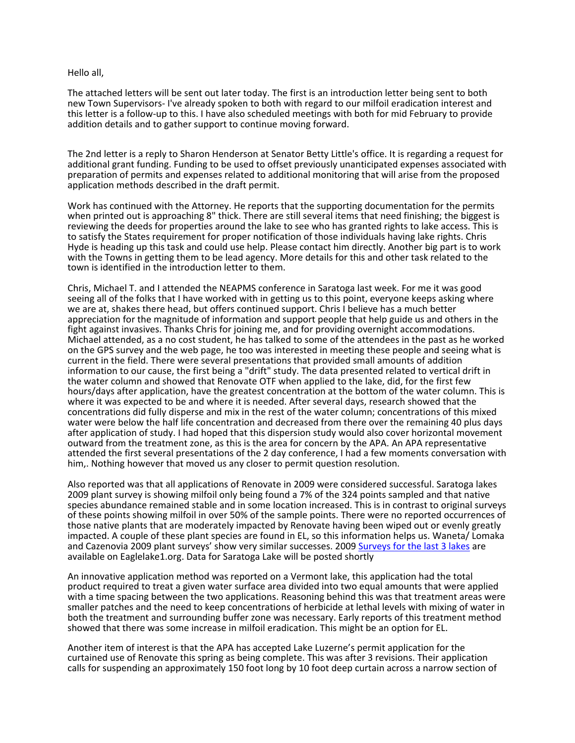Hello all,

The attached letters will be sent out later today. The first is an introduction letter being sent to both new Town Supervisors- I've already spoken to both with regard to our milfoil eradication interest and this letter is a follow-up to this. I have also scheduled meetings with both for mid February to provide addition details and to gather support to continue moving forward.

The 2nd letter is a reply to Sharon Henderson at Senator Betty Little's office. It is regarding a request for additional grant funding. Funding to be used to offset previously unanticipated expenses associated with preparation of permits and expenses related to additional monitoring that will arise from the proposed application methods described in the draft permit.

Work has continued with the Attorney. He reports that the supporting documentation for the permits when printed out is approaching 8" thick. There are still several items that need finishing; the biggest is reviewing the deeds for properties around the lake to see who has granted rights to lake access. This is to satisfy the States requirement for proper notification of those individuals having lake rights. Chris Hyde is heading up this task and could use help. Please contact him directly. Another big part is to work with the Towns in getting them to be lead agency. More details for this and other task related to the town is identified in the introduction letter to them.

Chris, Michael T. and I attended the NEAPMS conference in Saratoga last week. For me it was good seeing all of the folks that I have worked with in getting us to this point, everyone keeps asking where we are at, shakes there head, but offers continued support. Chris I believe has a much better appreciation for the magnitude of information and support people that help guide us and others in the fight against invasives. Thanks Chris for joining me, and for providing overnight accommodations. Michael attended, as a no cost student, he has talked to some of the attendees in the past as he worked on the GPS survey and the web page, he too was interested in meeting these people and seeing what is current in the field. There were several presentations that provided small amounts of addition information to our cause, the first being a "drift" study. The data presented related to vertical drift in the water column and showed that Renovate OTF when applied to the lake, did, for the first few hours/days after application, have the greatest concentration at the bottom of the water column. This is where it was expected to be and where it is needed. After several days, research showed that the concentrations did fully disperse and mix in the rest of the water column; concentrations of this mixed water were below the half life concentration and decreased from there over the remaining 40 plus days after application of study. I had hoped that this dispersion study would also cover horizontal movement outward from the treatment zone, as this is the area for concern by the APA. An APA representative attended the first several presentations of the 2 day conference, I had a few moments conversation with him,. Nothing however that moved us any closer to permit question resolution.

Also reported was that all applications of Renovate in 2009 were considered successful. Saratoga lakes 2009 plant survey is showing milfoil only being found a 7% of the 324 points sampled and that native species abundance remained stable and in some location increased. This is in contrast to original surveys of these points showing milfoil in over 50% of the sample points. There were no reported occurrences of those native plants that are moderately impacted by Renovate having been wiped out or evenly greatly impacted. A couple of these plant species are found in EL, so this information helps us. Waneta/ Lomaka and Cazenovia 2009 plant surveys' show very similar successes. 2009 Surveys for the last 3 lakes are available on Eaglelake1.org. Data for Saratoga Lake will be posted shortly

An innovative application method was reported on a Vermont lake, this application had the total product required to treat a given water surface area divided into two equal amounts that were applied with a time spacing between the two applications. Reasoning behind this was that treatment areas were smaller patches and the need to keep concentrations of herbicide at lethal levels with mixing of water in both the treatment and surrounding buffer zone was necessary. Early reports of this treatment method showed that there was some increase in milfoil eradication. This might be an option for EL.

Another item of interest is that the APA has accepted Lake Luzerne's permit application for the curtained use of Renovate this spring as being complete. This was after 3 revisions. Their application calls for suspending an approximately 150 foot long by 10 foot deep curtain across a narrow section of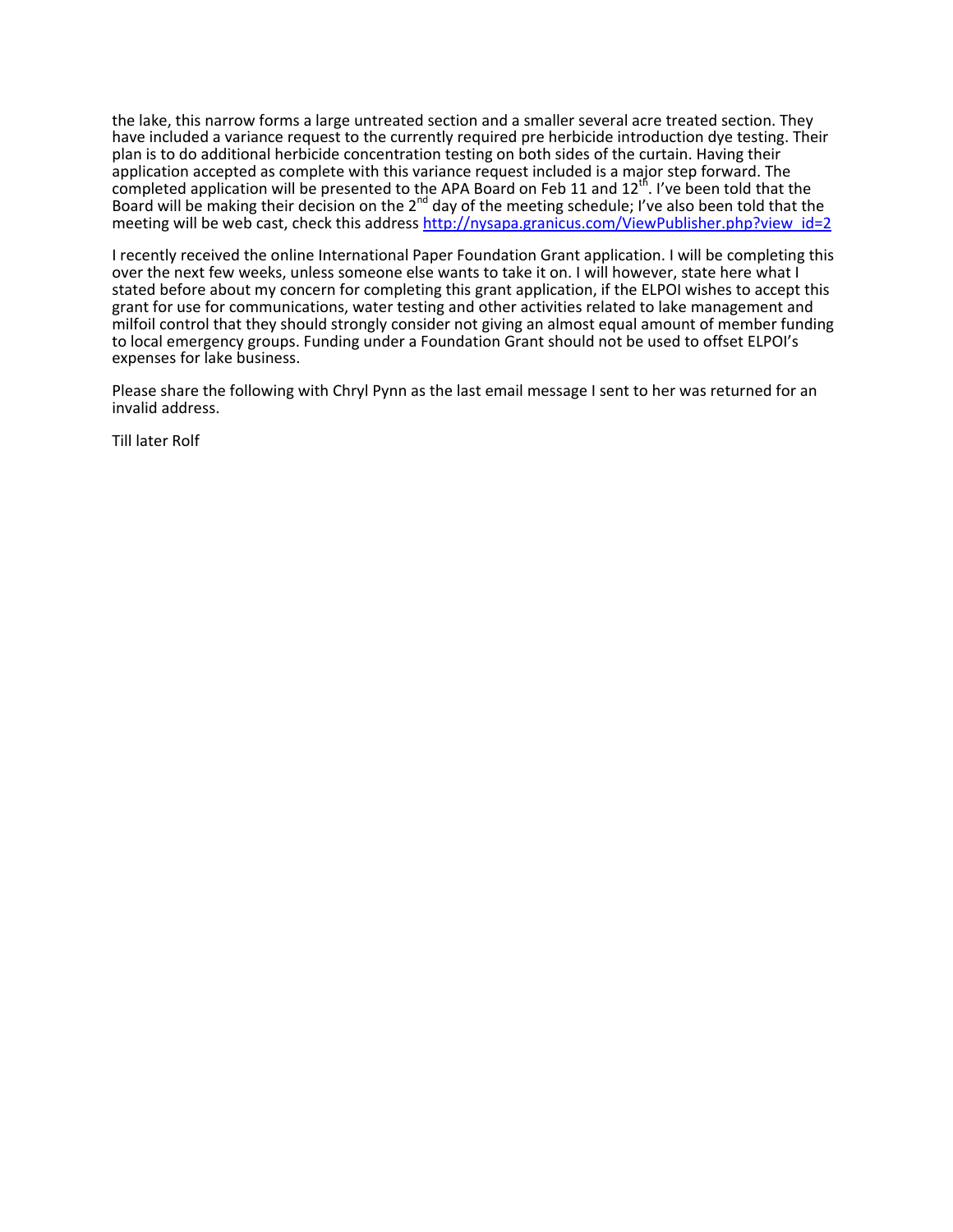the lake, this narrow forms a large untreated section and a smaller several acre treated section. They have included a variance request to the currently required pre herbicide introduction dye testing. Their plan is to do additional herbicide concentration testing on both sides of the curtain. Having their application accepted as complete with this variance request included is a major step forward. The completed application will be presented to the APA Board on Feb 11 and 12th. I've been told that the Board will be making their decision on the 2nd day of the meeting schedule; I've also been told that the meeting will be web cast, check this address [http://nysapa.granicus.com/ViewPublisher.php?view_id=2](http://nysapa.granicus.com/ViewPublisher.php?view_id=2)

I recently received the online International Paper Foundation Grant application. I will be completing this over the next few weeks, unless someone else wants to take it on. I will however, state here what I stated before about my concern for completing this grant application, if the ELPOI wishes to accept this grant for use for communications, water testing and other activities related to lake management and milfoil control that they should strongly consider not giving an almost equal amount of member funding to local emergency groups. Funding under a Foundation Grant should not be used to offset ELPOI's expenses for lake business.

Please share the following with Chryl Pynn as the last email message I sent to her was returned for an invalid address.

Till later Rolf